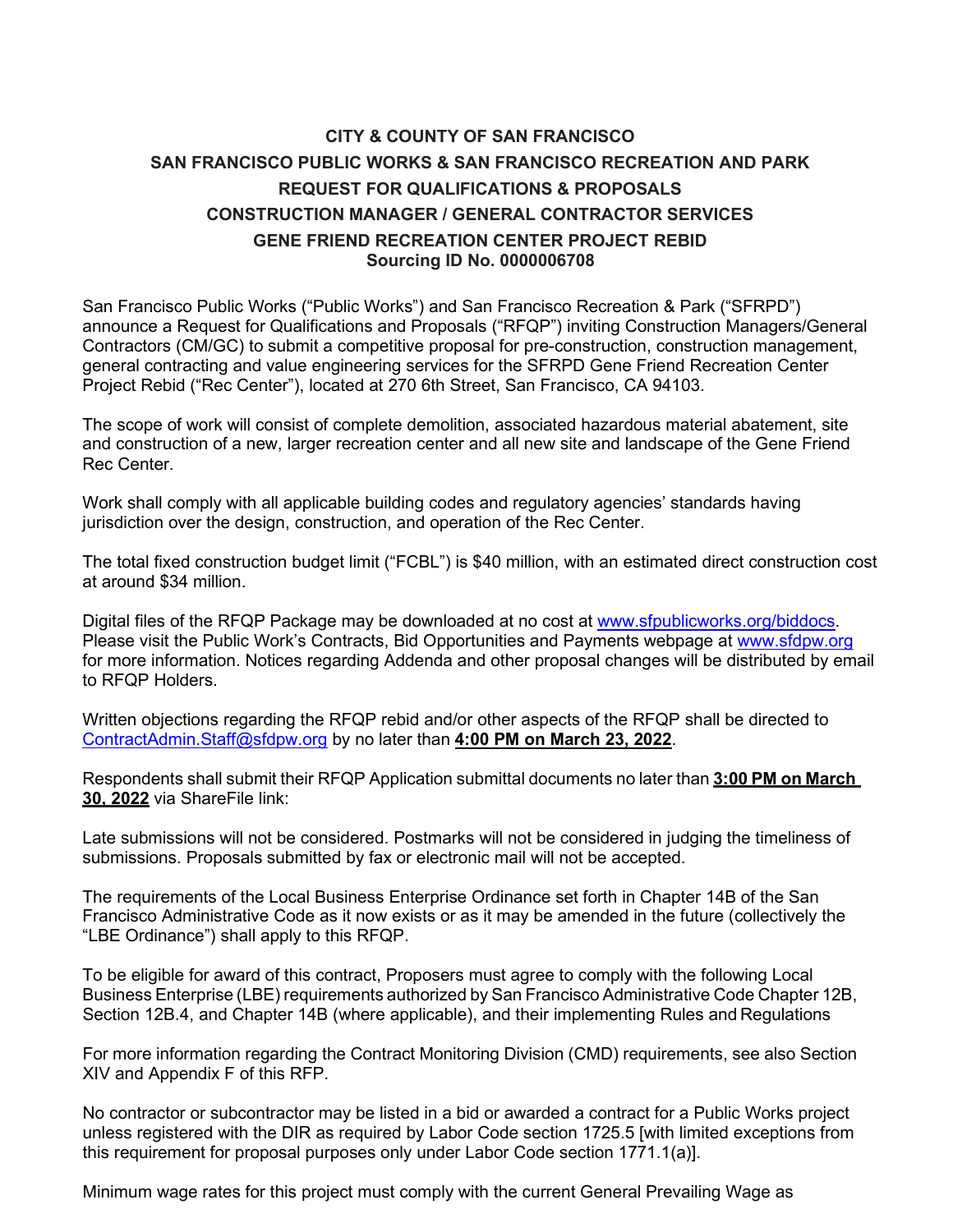# CITY & COUNTY OF SAN FRANCISCO
## SAN FRANCISCO PUBLIC WORKS & SAN FRANCISCO RECREATION AND PARK
## REQUEST FOR QUALIFICATIONS & PROPOSALS
## CONSTRUCTION MANAGER / GENERAL CONTRACTOR SERVICES
## GENE FRIEND RECREATION CENTER PROJECT REBID
### Sourcing ID No. 0000006708

San Francisco Public Works ("Public Works") and San Francisco Recreation & Park ("SFRPD") announce a Request for Qualifications and Proposals ("RFQP") inviting Construction Managers/General Contractors (CM/GC) to submit a competitive proposal for pre-construction, construction management, general contracting and value engineering services for the SFRPD Gene Friend Recreation Center Project Rebid ("Rec Center"), located at 270 6th Street, San Francisco, CA 94103.

The scope of work will consist of complete demolition, associated hazardous material abatement, site and construction of a new, larger recreation center and all new site and landscape of the Gene Friend Rec Center.

Work shall comply with all applicable building codes and regulatory agencies' standards having jurisdiction over the design, construction, and operation of the Rec Center.

The total fixed construction budget limit ("FCBL") is $40 million, with an estimated direct construction cost at around $34 million.

Digital files of the RFQP Package may be downloaded at no cost at www.sfpublicworks.org/biddocs. Please visit the Public Work's Contracts, Bid Opportunities and Payments webpage at www.sfdpw.org for more information. Notices regarding Addenda and other proposal changes will be distributed by email to RFQP Holders.

Written objections regarding the RFQP rebid and/or other aspects of the RFQP shall be directed to ContractAdmin.Staff@sfdpw.org by no later than **4:00 PM on March 23, 2022**.

Respondents shall submit their RFQP Application submittal documents no later than **3:00 PM on March 30, 2022** via ShareFile link:

Late submissions will not be considered. Postmarks will not be considered in judging the timeliness of submissions. Proposals submitted by fax or electronic mail will not be accepted.

The requirements of the Local Business Enterprise Ordinance set forth in Chapter 14B of the San Francisco Administrative Code as it now exists or as it may be amended in the future (collectively the "LBE Ordinance") shall apply to this RFQP.

To be eligible for award of this contract, Proposers must agree to comply with the following Local Business Enterprise (LBE) requirements authorized by San Francisco Administrative Code Chapter 12B, Section 12B.4, and Chapter 14B (where applicable), and their implementing Rules and Regulations

For more information regarding the Contract Monitoring Division (CMD) requirements, see also Section XIV and Appendix F of this RFP.

No contractor or subcontractor may be listed in a bid or awarded a contract for a Public Works project unless registered with the DIR as required by Labor Code section 1725.5 [with limited exceptions from this requirement for proposal purposes only under Labor Code section 1771.1(a)].

Minimum wage rates for this project must comply with the current General Prevailing Wage as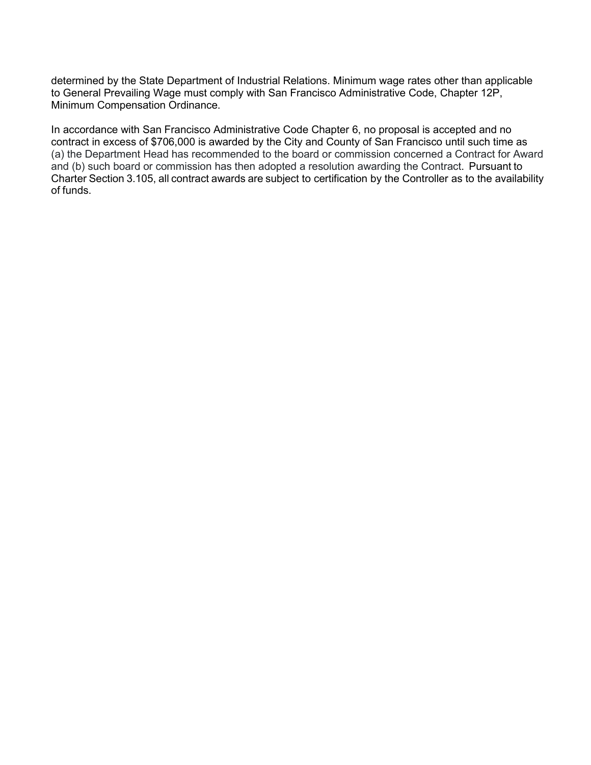determined by the State Department of Industrial Relations. Minimum wage rates other than applicable to General Prevailing Wage must comply with San Francisco Administrative Code, Chapter 12P, Minimum Compensation Ordinance.

In accordance with San Francisco Administrative Code Chapter 6, no proposal is accepted and no contract in excess of $706,000 is awarded by the City and County of San Francisco until such time as (a) the Department Head has recommended to the board or commission concerned a Contract for Award and (b) such board or commission has then adopted a resolution awarding the Contract. Pursuant to Charter Section 3.105, all contract awards are subject to certification by the Controller as to the availability of funds.